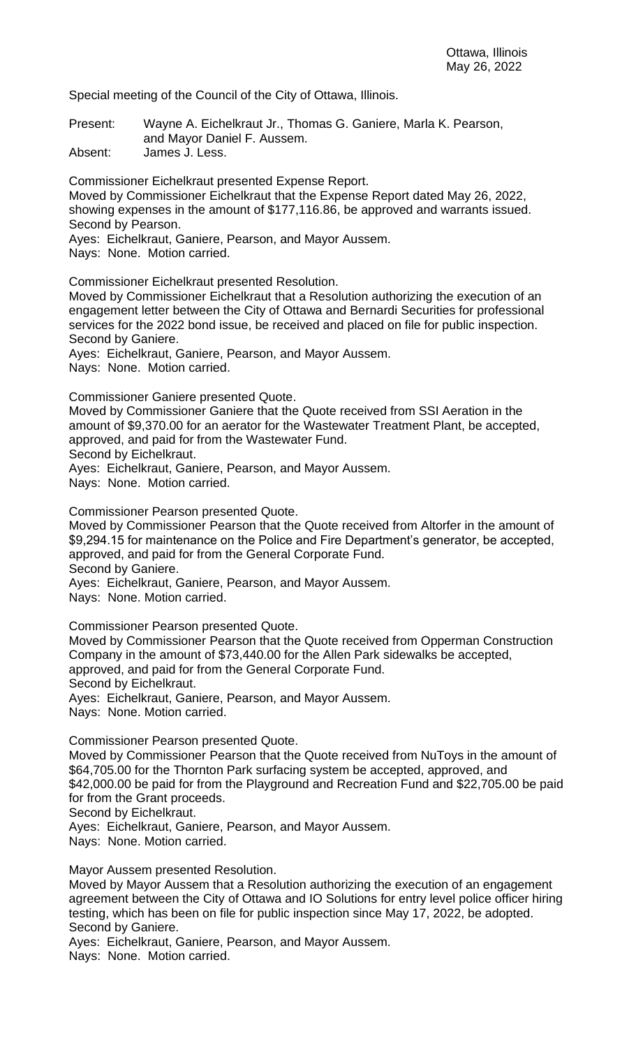Ottawa, Illinois
May 26, 2022

Special meeting of the Council of the City of Ottawa, Illinois.

Present: Wayne A. Eichelkraut Jr., Thomas G. Ganiere, Marla K. Pearson, and Mayor Daniel F. Aussem.
Absent: James J. Less.

Commissioner Eichelkraut presented Expense Report.
Moved by Commissioner Eichelkraut that the Expense Report dated May 26, 2022, showing expenses in the amount of $177,116.86, be approved and warrants issued.
Second by Pearson.
Ayes: Eichelkraut, Ganiere, Pearson, and Mayor Aussem.
Nays: None. Motion carried.

Commissioner Eichelkraut presented Resolution.
Moved by Commissioner Eichelkraut that a Resolution authorizing the execution of an engagement letter between the City of Ottawa and Bernardi Securities for professional services for the 2022 bond issue, be received and placed on file for public inspection.
Second by Ganiere.
Ayes: Eichelkraut, Ganiere, Pearson, and Mayor Aussem.
Nays: None. Motion carried.

Commissioner Ganiere presented Quote.
Moved by Commissioner Ganiere that the Quote received from SSI Aeration in the amount of $9,370.00 for an aerator for the Wastewater Treatment Plant, be accepted, approved, and paid for from the Wastewater Fund.
Second by Eichelkraut.
Ayes: Eichelkraut, Ganiere, Pearson, and Mayor Aussem.
Nays: None. Motion carried.

Commissioner Pearson presented Quote.
Moved by Commissioner Pearson that the Quote received from Altorfer in the amount of $9,294.15 for maintenance on the Police and Fire Department's generator, be accepted, approved, and paid for from the General Corporate Fund.
Second by Ganiere.
Ayes: Eichelkraut, Ganiere, Pearson, and Mayor Aussem.
Nays: None. Motion carried.

Commissioner Pearson presented Quote.
Moved by Commissioner Pearson that the Quote received from Opperman Construction Company in the amount of $73,440.00 for the Allen Park sidewalks be accepted, approved, and paid for from the General Corporate Fund.
Second by Eichelkraut.
Ayes: Eichelkraut, Ganiere, Pearson, and Mayor Aussem.
Nays: None. Motion carried.

Commissioner Pearson presented Quote.
Moved by Commissioner Pearson that the Quote received from NuToys in the amount of $64,705.00 for the Thornton Park surfacing system be accepted, approved, and $42,000.00 be paid for from the Playground and Recreation Fund and $22,705.00 be paid for from the Grant proceeds.
Second by Eichelkraut.
Ayes: Eichelkraut, Ganiere, Pearson, and Mayor Aussem.
Nays: None. Motion carried.

Mayor Aussem presented Resolution.
Moved by Mayor Aussem that a Resolution authorizing the execution of an engagement agreement between the City of Ottawa and IO Solutions for entry level police officer hiring testing, which has been on file for public inspection since May 17, 2022, be adopted.
Second by Ganiere.
Ayes: Eichelkraut, Ganiere, Pearson, and Mayor Aussem.
Nays: None. Motion carried.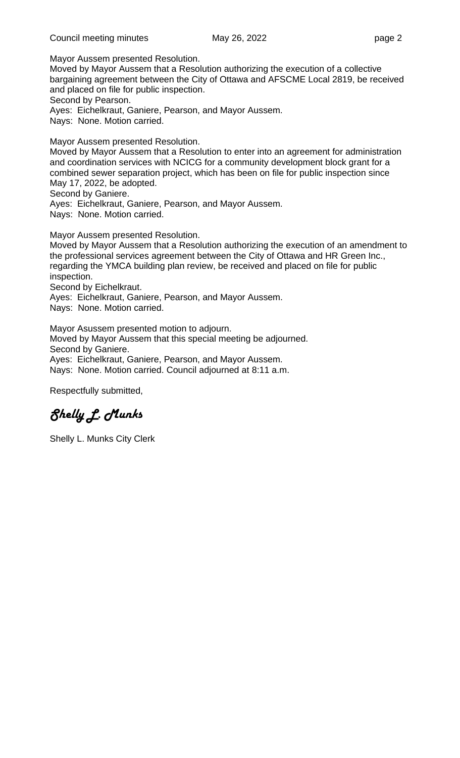Mayor Aussem presented Resolution.
Moved by Mayor Aussem that a Resolution authorizing the execution of a collective bargaining agreement between the City of Ottawa and AFSCME Local 2819, be received and placed on file for public inspection.
Second by Pearson.
Ayes: Eichelkraut, Ganiere, Pearson, and Mayor Aussem.
Nays: None. Motion carried.

Mayor Aussem presented Resolution.
Moved by Mayor Aussem that a Resolution to enter into an agreement for administration and coordination services with NCICG for a community development block grant for a combined sewer separation project, which has been on file for public inspection since May 17, 2022, be adopted.
Second by Ganiere.
Ayes: Eichelkraut, Ganiere, Pearson, and Mayor Aussem.
Nays: None. Motion carried.

Mayor Aussem presented Resolution.
Moved by Mayor Aussem that a Resolution authorizing the execution of an amendment to the professional services agreement between the City of Ottawa and HR Green Inc., regarding the YMCA building plan review, be received and placed on file for public inspection.
Second by Eichelkraut.
Ayes: Eichelkraut, Ganiere, Pearson, and Mayor Aussem.
Nays: None. Motion carried.

Mayor Asussem presented motion to adjourn.
Moved by Mayor Aussem that this special meeting be adjourned.
Second by Ganiere.
Ayes: Eichelkraut, Ganiere, Pearson, and Mayor Aussem.
Nays: None. Motion carried. Council adjourned at 8:11 a.m.

Respectfully submitted,

*Shelly L. Munks*

Shelly L. Munks City Clerk